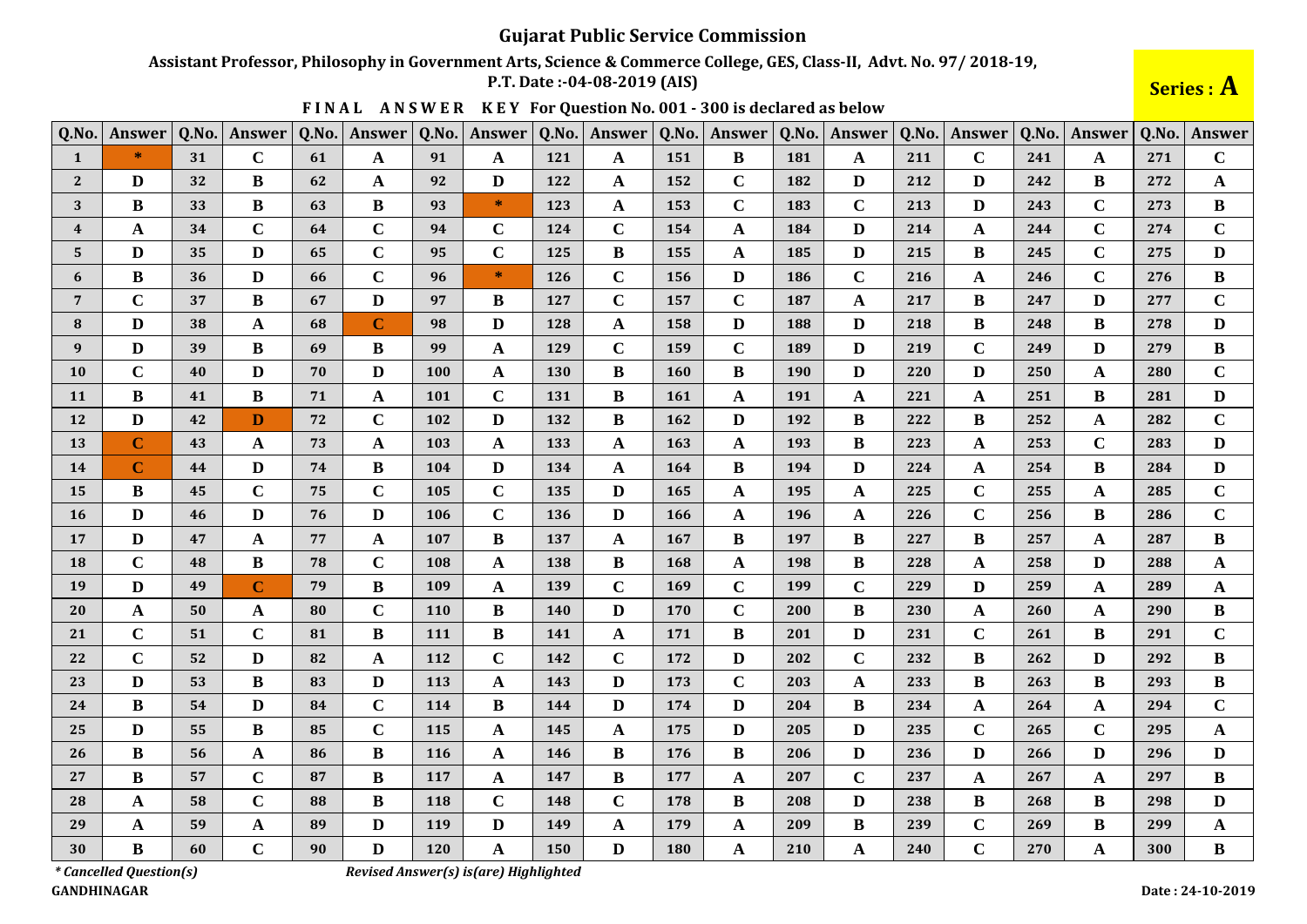# Gujarat Public Service Commission

**Assistant Professor, Philosophy in Government Arts, Science & Commerce College, GES, Class-II, Advt. No. 97/ 2018-19,**
**P.T. Date :-04-08-2019 (AIS)**

**Series : A**

**FINAL ANSWER KEY For Question No. 001 - 300 is declared as below**

| Q.No. | Answer | Q.No. | Answer | Q.No. | Answer | Q.No. | Answer | Q.No. | Answer | Q.No. | Answer | Q.No. | Answer | Q.No. | Answer | Q.No. | Answer | Q.No. | Answer |
|---|---|---|---|---|---|---|---|---|---|---|---|---|---|---|---|---|---|---|---|
| 1 | * | 31 | C | 61 | A | 91 | A | 121 | A | 151 | B | 181 | A | 211 | C | 241 | A | 271 | C |
| 2 | D | 32 | B | 62 | A | 92 | D | 122 | A | 152 | C | 182 | D | 212 | D | 242 | B | 272 | A |
| 3 | B | 33 | B | 63 | B | 93 | * | 123 | A | 153 | C | 183 | C | 213 | D | 243 | C | 273 | B |
| 4 | A | 34 | C | 64 | C | 94 | C | 124 | C | 154 | A | 184 | D | 214 | A | 244 | C | 274 | C |
| 5 | D | 35 | D | 65 | C | 95 | C | 125 | B | 155 | A | 185 | D | 215 | B | 245 | C | 275 | D |
| 6 | B | 36 | D | 66 | C | 96 | * | 126 | C | 156 | D | 186 | C | 216 | A | 246 | C | 276 | B |
| 7 | C | 37 | B | 67 | D | 97 | B | 127 | C | 157 | C | 187 | A | 217 | B | 247 | D | 277 | C |
| 8 | D | 38 | A | 68 | C | 98 | D | 128 | A | 158 | D | 188 | D | 218 | B | 248 | B | 278 | D |
| 9 | D | 39 | B | 69 | B | 99 | A | 129 | C | 159 | C | 189 | D | 219 | C | 249 | D | 279 | B |
| 10 | C | 40 | D | 70 | D | 100 | A | 130 | B | 160 | B | 190 | D | 220 | D | 250 | A | 280 | C |
| 11 | B | 41 | B | 71 | A | 101 | C | 131 | B | 161 | A | 191 | A | 221 | A | 251 | B | 281 | D |
| 12 | D | 42 | D | 72 | C | 102 | D | 132 | B | 162 | D | 192 | B | 222 | B | 252 | A | 282 | C |
| 13 | C | 43 | A | 73 | A | 103 | A | 133 | A | 163 | A | 193 | B | 223 | A | 253 | C | 283 | D |
| 14 | C | 44 | D | 74 | B | 104 | D | 134 | A | 164 | B | 194 | D | 224 | A | 254 | B | 284 | D |
| 15 | B | 45 | C | 75 | C | 105 | C | 135 | D | 165 | A | 195 | A | 225 | C | 255 | A | 285 | C |
| 16 | D | 46 | D | 76 | D | 106 | C | 136 | D | 166 | A | 196 | A | 226 | C | 256 | B | 286 | C |
| 17 | D | 47 | A | 77 | A | 107 | B | 137 | A | 167 | B | 197 | B | 227 | B | 257 | A | 287 | B |
| 18 | C | 48 | B | 78 | C | 108 | A | 138 | B | 168 | A | 198 | B | 228 | A | 258 | D | 288 | A |
| 19 | D | 49 | C | 79 | B | 109 | A | 139 | C | 169 | C | 199 | C | 229 | D | 259 | A | 289 | A |
| 20 | A | 50 | A | 80 | C | 110 | B | 140 | D | 170 | C | 200 | B | 230 | A | 260 | A | 290 | B |
| 21 | C | 51 | C | 81 | B | 111 | B | 141 | A | 171 | B | 201 | D | 231 | C | 261 | B | 291 | C |
| 22 | C | 52 | D | 82 | A | 112 | C | 142 | C | 172 | D | 202 | C | 232 | B | 262 | D | 292 | B |
| 23 | D | 53 | B | 83 | D | 113 | A | 143 | D | 173 | C | 203 | A | 233 | B | 263 | B | 293 | B |
| 24 | B | 54 | D | 84 | C | 114 | B | 144 | D | 174 | D | 204 | B | 234 | A | 264 | A | 294 | C |
| 25 | D | 55 | B | 85 | C | 115 | A | 145 | A | 175 | D | 205 | D | 235 | C | 265 | C | 295 | A |
| 26 | B | 56 | A | 86 | B | 116 | A | 146 | B | 176 | B | 206 | D | 236 | D | 266 | D | 296 | D |
| 27 | B | 57 | C | 87 | B | 117 | A | 147 | B | 177 | A | 207 | C | 237 | A | 267 | A | 297 | B |
| 28 | A | 58 | C | 88 | B | 118 | C | 148 | C | 178 | B | 208 | D | 238 | B | 268 | B | 298 | D |
| 29 | A | 59 | A | 89 | D | 119 | D | 149 | A | 179 | A | 209 | B | 239 | C | 269 | B | 299 | A |
| 30 | B | 60 | C | 90 | D | 120 | A | 150 | D | 180 | A | 210 | A | 240 | C | 270 | A | 300 | B |

*\* Cancelled Question(s)*　　　*Revised Answer(s) is(are) Highlighted*

**GANDHINAGAR**　　　**Date : 24-10-2019**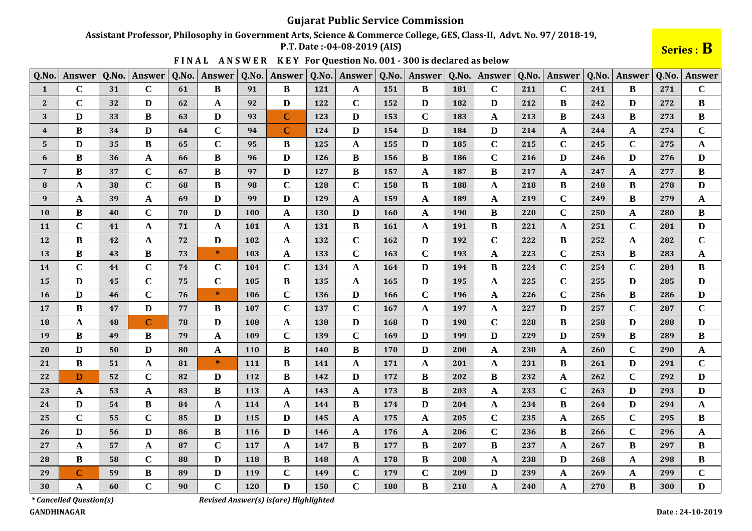# Gujarat Public Service Commission

**Assistant Professor, Philosophy in Government Arts, Science & Commerce College, GES, Class-II, Advt. No. 97/ 2018-19,**
**P.T. Date :-04-08-2019 (AIS)**

**Series : B**

**FINAL ANSWER KEY For Question No. 001 - 300 is declared as below**

| Q.No. | Answer | Q.No. | Answer | Q.No. | Answer | Q.No. | Answer | Q.No. | Answer | Q.No. | Answer | Q.No. | Answer | Q.No. | Answer | Q.No. | Answer | Q.No. | Answer |
|---|---|---|---|---|---|---|---|---|---|---|---|---|---|---|---|---|---|---|---|
| 1 | C | 31 | C | 61 | B | 91 | B | 121 | A | 151 | B | 181 | C | 211 | C | 241 | B | 271 | C |
| 2 | C | 32 | D | 62 | A | 92 | D | 122 | C | 152 | D | 182 | D | 212 | B | 242 | D | 272 | B |
| 3 | D | 33 | B | 63 | D | 93 | C | 123 | D | 153 | C | 183 | A | 213 | B | 243 | B | 273 | B |
| 4 | B | 34 | D | 64 | C | 94 | C | 124 | D | 154 | D | 184 | D | 214 | A | 244 | A | 274 | C |
| 5 | D | 35 | B | 65 | C | 95 | B | 125 | A | 155 | D | 185 | C | 215 | C | 245 | C | 275 | A |
| 6 | B | 36 | A | 66 | B | 96 | D | 126 | B | 156 | B | 186 | C | 216 | D | 246 | D | 276 | D |
| 7 | B | 37 | C | 67 | B | 97 | D | 127 | B | 157 | A | 187 | B | 217 | A | 247 | A | 277 | B |
| 8 | A | 38 | C | 68 | B | 98 | C | 128 | C | 158 | B | 188 | A | 218 | B | 248 | B | 278 | D |
| 9 | A | 39 | A | 69 | D | 99 | D | 129 | A | 159 | A | 189 | A | 219 | C | 249 | B | 279 | A |
| 10 | B | 40 | C | 70 | D | 100 | A | 130 | D | 160 | A | 190 | B | 220 | C | 250 | A | 280 | B |
| 11 | C | 41 | A | 71 | A | 101 | A | 131 | B | 161 | A | 191 | B | 221 | A | 251 | C | 281 | D |
| 12 | B | 42 | A | 72 | D | 102 | A | 132 | C | 162 | D | 192 | C | 222 | B | 252 | A | 282 | C |
| 13 | B | 43 | B | 73 | * | 103 | A | 133 | C | 163 | C | 193 | A | 223 | C | 253 | B | 283 | A |
| 14 | C | 44 | C | 74 | C | 104 | C | 134 | A | 164 | D | 194 | B | 224 | C | 254 | C | 284 | B |
| 15 | D | 45 | C | 75 | C | 105 | B | 135 | A | 165 | D | 195 | A | 225 | C | 255 | D | 285 | D |
| 16 | D | 46 | C | 76 | * | 106 | C | 136 | D | 166 | C | 196 | A | 226 | C | 256 | B | 286 | D |
| 17 | B | 47 | D | 77 | B | 107 | C | 137 | C | 167 | A | 197 | A | 227 | D | 257 | C | 287 | C |
| 18 | A | 48 | C | 78 | D | 108 | A | 138 | D | 168 | D | 198 | C | 228 | B | 258 | D | 288 | D |
| 19 | B | 49 | B | 79 | A | 109 | C | 139 | C | 169 | D | 199 | D | 229 | D | 259 | B | 289 | B |
| 20 | D | 50 | D | 80 | A | 110 | B | 140 | B | 170 | D | 200 | A | 230 | A | 260 | C | 290 | A |
| 21 | B | 51 | A | 81 | * | 111 | B | 141 | A | 171 | A | 201 | A | 231 | B | 261 | D | 291 | C |
| 22 | D | 52 | C | 82 | D | 112 | B | 142 | D | 172 | B | 202 | B | 232 | A | 262 | C | 292 | D |
| 23 | A | 53 | A | 83 | B | 113 | A | 143 | A | 173 | B | 203 | A | 233 | C | 263 | D | 293 | D |
| 24 | D | 54 | B | 84 | A | 114 | A | 144 | B | 174 | D | 204 | A | 234 | B | 264 | D | 294 | A |
| 25 | C | 55 | C | 85 | D | 115 | D | 145 | A | 175 | A | 205 | C | 235 | A | 265 | C | 295 | B |
| 26 | D | 56 | D | 86 | B | 116 | D | 146 | A | 176 | A | 206 | C | 236 | B | 266 | C | 296 | A |
| 27 | A | 57 | A | 87 | C | 117 | A | 147 | B | 177 | B | 207 | B | 237 | A | 267 | B | 297 | B |
| 28 | B | 58 | C | 88 | D | 118 | B | 148 | A | 178 | B | 208 | A | 238 | D | 268 | A | 298 | B |
| 29 | C | 59 | B | 89 | D | 119 | C | 149 | C | 179 | C | 209 | D | 239 | A | 269 | A | 299 | C |
| 30 | A | 60 | C | 90 | C | 120 | D | 150 | C | 180 | B | 210 | A | 240 | A | 270 | B | 300 | D |

*\* Cancelled Question(s)*  *Revised Answer(s) is(are) Highlighted*

**GANDHINAGAR** **Date : 24-10-2019**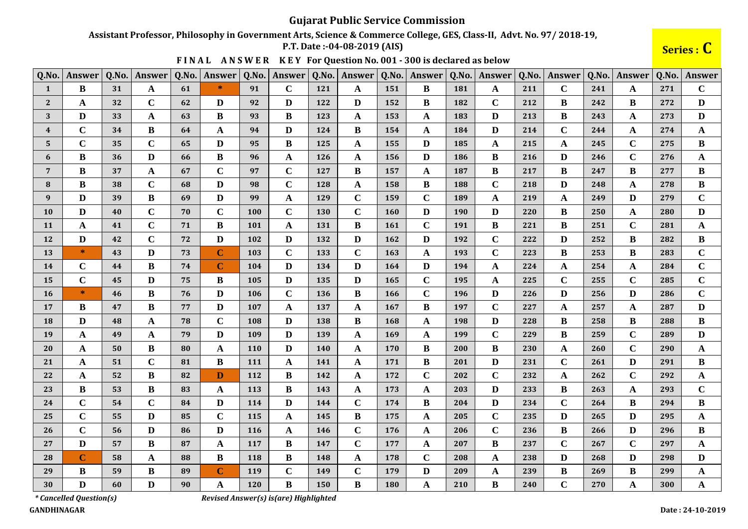# Gujarat Public Service Commission

**Assistant Professor, Philosophy in Government Arts, Science & Commerce College, GES, Class-II, Advt. No. 97/ 2018-19,**
**P.T. Date :-04-08-2019 (AIS)**

**Series : C**

**FINAL ANSWER KEY For Question No. 001 - 300 is declared as below**

| Q.No. | Answer | Q.No. | Answer | Q.No. | Answer | Q.No. | Answer | Q.No. | Answer | Q.No. | Answer | Q.No. | Answer | Q.No. | Answer | Q.No. | Answer | Q.No. | Answer |
|---|---|---|---|---|---|---|---|---|---|---|---|---|---|---|---|---|---|---|---|
| 1 | B | 31 | A | 61 | * | 91 | C | 121 | A | 151 | B | 181 | A | 211 | C | 241 | A | 271 | C |
| 2 | A | 32 | C | 62 | D | 92 | D | 122 | D | 152 | B | 182 | C | 212 | B | 242 | B | 272 | D |
| 3 | D | 33 | A | 63 | B | 93 | B | 123 | A | 153 | A | 183 | D | 213 | B | 243 | A | 273 | D |
| 4 | C | 34 | B | 64 | A | 94 | D | 124 | B | 154 | A | 184 | D | 214 | C | 244 | A | 274 | A |
| 5 | C | 35 | C | 65 | D | 95 | B | 125 | A | 155 | D | 185 | A | 215 | A | 245 | C | 275 | B |
| 6 | B | 36 | D | 66 | B | 96 | A | 126 | A | 156 | D | 186 | B | 216 | D | 246 | C | 276 | A |
| 7 | B | 37 | A | 67 | C | 97 | C | 127 | B | 157 | A | 187 | B | 217 | B | 247 | B | 277 | B |
| 8 | B | 38 | C | 68 | D | 98 | C | 128 | A | 158 | B | 188 | C | 218 | D | 248 | A | 278 | B |
| 9 | D | 39 | B | 69 | D | 99 | A | 129 | C | 159 | C | 189 | A | 219 | A | 249 | D | 279 | C |
| 10 | D | 40 | C | 70 | C | 100 | C | 130 | C | 160 | D | 190 | D | 220 | B | 250 | A | 280 | D |
| 11 | A | 41 | C | 71 | B | 101 | A | 131 | B | 161 | C | 191 | B | 221 | B | 251 | C | 281 | A |
| 12 | D | 42 | C | 72 | D | 102 | D | 132 | D | 162 | D | 192 | C | 222 | D | 252 | B | 282 | B |
| 13 | * | 43 | D | 73 | C | 103 | C | 133 | C | 163 | A | 193 | C | 223 | B | 253 | B | 283 | C |
| 14 | C | 44 | B | 74 | C | 104 | D | 134 | D | 164 | D | 194 | A | 224 | A | 254 | A | 284 | C |
| 15 | C | 45 | D | 75 | B | 105 | D | 135 | D | 165 | C | 195 | A | 225 | C | 255 | C | 285 | C |
| 16 | * | 46 | B | 76 | D | 106 | C | 136 | B | 166 | C | 196 | D | 226 | D | 256 | D | 286 | C |
| 17 | B | 47 | B | 77 | D | 107 | A | 137 | A | 167 | B | 197 | C | 227 | A | 257 | A | 287 | D |
| 18 | D | 48 | A | 78 | C | 108 | D | 138 | B | 168 | A | 198 | D | 228 | B | 258 | B | 288 | B |
| 19 | A | 49 | A | 79 | D | 109 | D | 139 | A | 169 | A | 199 | C | 229 | B | 259 | C | 289 | D |
| 20 | A | 50 | B | 80 | A | 110 | D | 140 | A | 170 | B | 200 | B | 230 | A | 260 | C | 290 | A |
| 21 | A | 51 | C | 81 | B | 111 | A | 141 | A | 171 | B | 201 | D | 231 | C | 261 | D | 291 | B |
| 22 | A | 52 | B | 82 | D | 112 | B | 142 | A | 172 | C | 202 | C | 232 | A | 262 | C | 292 | A |
| 23 | B | 53 | B | 83 | A | 113 | B | 143 | A | 173 | A | 203 | D | 233 | B | 263 | A | 293 | C |
| 24 | C | 54 | C | 84 | D | 114 | D | 144 | C | 174 | B | 204 | D | 234 | C | 264 | B | 294 | B |
| 25 | C | 55 | D | 85 | C | 115 | A | 145 | B | 175 | A | 205 | C | 235 | D | 265 | D | 295 | A |
| 26 | C | 56 | D | 86 | D | 116 | A | 146 | C | 176 | A | 206 | C | 236 | B | 266 | D | 296 | B |
| 27 | D | 57 | B | 87 | A | 117 | B | 147 | C | 177 | A | 207 | B | 237 | C | 267 | C | 297 | A |
| 28 | C | 58 | A | 88 | B | 118 | B | 148 | A | 178 | C | 208 | A | 238 | D | 268 | D | 298 | D |
| 29 | B | 59 | B | 89 | C | 119 | C | 149 | C | 179 | D | 209 | A | 239 | B | 269 | B | 299 | A |
| 30 | D | 60 | D | 90 | A | 120 | B | 150 | B | 180 | A | 210 | B | 240 | C | 270 | A | 300 | A |

*\* Cancelled Question(s)*     *Revised Answer(s) is(are) Highlighted*

**GANDHINAGAR**     **Date : 24-10-2019**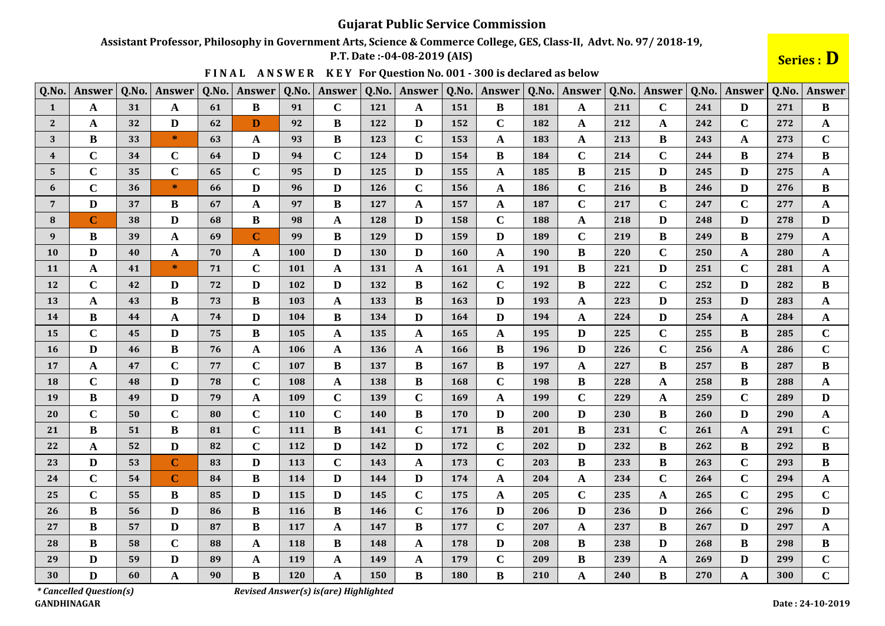# Gujarat Public Service Commission

**Assistant Professor, Philosophy in Government Arts, Science & Commerce College, GES, Class-II, Advt. No. 97/ 2018-19,**

**P.T. Date :-04-08-2019 (AIS)**

**Series : D**

**FINAL ANSWER KEY For Question No. 001 - 300 is declared as below**

| Q.No. | Answer | Q.No. | Answer | Q.No. | Answer | Q.No. | Answer | Q.No. | Answer | Q.No. | Answer | Q.No. | Answer | Q.No. | Answer | Q.No. | Answer | Q.No. | Answer |
|---|---|---|---|---|---|---|---|---|---|---|---|---|---|---|---|---|---|---|---|
| 1 | A | 31 | A | 61 | B | 91 | C | 121 | A | 151 | B | 181 | A | 211 | C | 241 | D | 271 | B |
| 2 | A | 32 | D | 62 | D | 92 | B | 122 | D | 152 | C | 182 | A | 212 | A | 242 | C | 272 | A |
| 3 | B | 33 | * | 63 | A | 93 | B | 123 | C | 153 | A | 183 | A | 213 | B | 243 | A | 273 | C |
| 4 | C | 34 | C | 64 | D | 94 | C | 124 | D | 154 | B | 184 | C | 214 | C | 244 | B | 274 | B |
| 5 | C | 35 | C | 65 | C | 95 | D | 125 | D | 155 | A | 185 | B | 215 | D | 245 | D | 275 | A |
| 6 | C | 36 | * | 66 | D | 96 | D | 126 | C | 156 | A | 186 | C | 216 | B | 246 | D | 276 | B |
| 7 | D | 37 | B | 67 | A | 97 | B | 127 | A | 157 | A | 187 | C | 217 | C | 247 | C | 277 | A |
| 8 | C | 38 | D | 68 | B | 98 | A | 128 | D | 158 | C | 188 | A | 218 | D | 248 | D | 278 | D |
| 9 | B | 39 | A | 69 | C | 99 | B | 129 | D | 159 | D | 189 | C | 219 | B | 249 | B | 279 | A |
| 10 | D | 40 | A | 70 | A | 100 | D | 130 | D | 160 | A | 190 | B | 220 | C | 250 | A | 280 | A |
| 11 | A | 41 | * | 71 | C | 101 | A | 131 | A | 161 | A | 191 | B | 221 | D | 251 | C | 281 | A |
| 12 | C | 42 | D | 72 | D | 102 | D | 132 | B | 162 | C | 192 | B | 222 | C | 252 | D | 282 | B |
| 13 | A | 43 | B | 73 | B | 103 | A | 133 | B | 163 | D | 193 | A | 223 | D | 253 | D | 283 | A |
| 14 | B | 44 | A | 74 | D | 104 | B | 134 | D | 164 | D | 194 | A | 224 | D | 254 | A | 284 | A |
| 15 | C | 45 | D | 75 | B | 105 | A | 135 | A | 165 | A | 195 | D | 225 | C | 255 | B | 285 | C |
| 16 | D | 46 | B | 76 | A | 106 | A | 136 | A | 166 | B | 196 | D | 226 | C | 256 | A | 286 | C |
| 17 | A | 47 | C | 77 | C | 107 | B | 137 | B | 167 | B | 197 | A | 227 | B | 257 | B | 287 | B |
| 18 | C | 48 | D | 78 | C | 108 | A | 138 | B | 168 | C | 198 | B | 228 | A | 258 | B | 288 | A |
| 19 | B | 49 | D | 79 | A | 109 | C | 139 | C | 169 | A | 199 | C | 229 | A | 259 | C | 289 | D |
| 20 | C | 50 | C | 80 | C | 110 | C | 140 | B | 170 | D | 200 | D | 230 | B | 260 | D | 290 | A |
| 21 | B | 51 | B | 81 | C | 111 | B | 141 | C | 171 | B | 201 | B | 231 | C | 261 | A | 291 | C |
| 22 | A | 52 | D | 82 | C | 112 | D | 142 | D | 172 | C | 202 | D | 232 | B | 262 | B | 292 | B |
| 23 | D | 53 | C | 83 | D | 113 | C | 143 | A | 173 | C | 203 | B | 233 | B | 263 | C | 293 | B |
| 24 | C | 54 | C | 84 | B | 114 | D | 144 | D | 174 | A | 204 | A | 234 | C | 264 | C | 294 | A |
| 25 | C | 55 | B | 85 | D | 115 | D | 145 | C | 175 | A | 205 | C | 235 | A | 265 | C | 295 | C |
| 26 | B | 56 | D | 86 | B | 116 | B | 146 | C | 176 | D | 206 | D | 236 | D | 266 | C | 296 | D |
| 27 | B | 57 | D | 87 | B | 117 | A | 147 | B | 177 | C | 207 | A | 237 | B | 267 | D | 297 | A |
| 28 | B | 58 | C | 88 | A | 118 | B | 148 | A | 178 | D | 208 | B | 238 | D | 268 | B | 298 | B |
| 29 | D | 59 | D | 89 | A | 119 | A | 149 | A | 179 | C | 209 | B | 239 | A | 269 | D | 299 | C |
| 30 | D | 60 | A | 90 | B | 120 | A | 150 | B | 180 | B | 210 | A | 240 | B | 270 | A | 300 | C |

*\* Cancelled Question(s)*    *Revised Answer(s) is(are) Highlighted*

**GANDHINAGAR**    **Date : 24-10-2019**